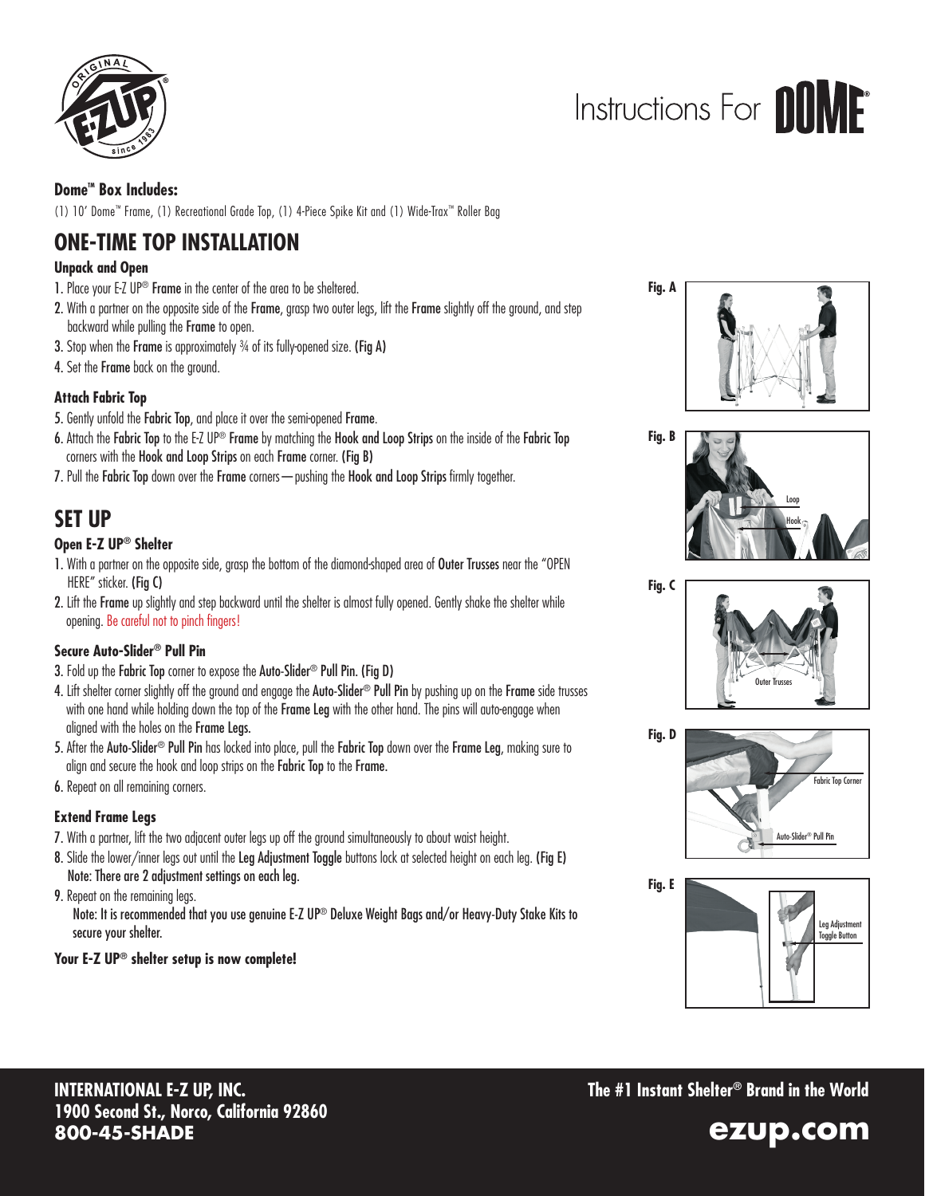# Instructions For DOME®

**Dome™ Box Includes:**

(1) 10′ Dome™ Frame, (1) Recreational Grade Top, (1) 4-Piece Spike Kit and (1) Wide-Trax™ Roller Bag

## ONE-TIME TOP INSTALLATION

### Unpack and Open

1. Place your E-Z UP® **Frame** in the center of the area to be sheltered.
2. With a partner on the opposite side of the **Frame**, grasp two outer legs, lift the **Frame** slightly off the ground, and step backward while pulling the **Frame** to open.
3. Stop when the **Frame** is approximately ¾ of its fully-opened size. **(Fig A)**
4. Set the **Frame** back on the ground.

### Attach Fabric Top

5. Gently unfold the **Fabric Top**, and place it over the semi-opened **Frame**.
6. Attach the **Fabric Top** to the E-Z UP® **Frame** by matching the **Hook and Loop Strips** on the inside of the **Fabric Top** corners with the **Hook and Loop Strips** on each **Frame** corner. **(Fig B)**
7. Pull the **Fabric Top** down over the **Frame** corners—pushing the **Hook and Loop Strips** firmly together.

## SET UP

### Open E-Z UP® Shelter

1. With a partner on the opposite side, grasp the bottom of the diamond-shaped area of **Outer Trusses** near the "OPEN HERE" sticker. **(Fig C)**
2. Lift the **Frame** up slightly and step backward until the shelter is almost fully opened. Gently shake the shelter while opening. Be careful not to pinch fingers!

### Secure Auto-Slider® Pull Pin

3. Fold up the **Fabric Top** corner to expose the **Auto-Slider® Pull Pin. (Fig D)**
4. Lift shelter corner slightly off the ground and engage the **Auto-Slider® Pull Pin** by pushing up on the **Frame** side trusses with one hand while holding down the top of the **Frame Leg** with the other hand. The pins will auto-engage when aligned with the holes on the **Frame Legs**.
5. After the **Auto-Slider® Pull Pin** has locked into place, pull the **Fabric Top** down over the **Frame Leg**, making sure to align and secure the hook and loop strips on the **Fabric Top** to the **Frame**.
6. Repeat on all remaining corners.

### Extend Frame Legs

7. With a partner, lift the two adjacent outer legs up off the ground simultaneously to about waist height.
8. Slide the lower/inner legs out until the **Leg Adjustment Toggle** buttons lock at selected height on each leg. **(Fig E)**
   **Note: There are 2 adjustment settings on each leg.**
9. Repeat on the remaining legs.
   **Note: It is recommended that you use genuine E-Z UP® Deluxe Weight Bags and/or Heavy-Duty Stake Kits to secure your shelter.**

**Your E-Z UP® shelter setup is now complete!**

**Fig. A**

**Fig. B**

Loop

Hook

**Fig. C**

Outer Trusses

**Fig. D**

Fabric Top Corner

Auto-Slider® Pull Pin

**Fig. E**

Leg Adjustment Toggle Button

**INTERNATIONAL E-Z UP, INC.**
**1900 Second St., Norco, California 92860**
**800-45-SHADE**

**The #1 Instant Shelter® Brand in the World**

**ezup.com**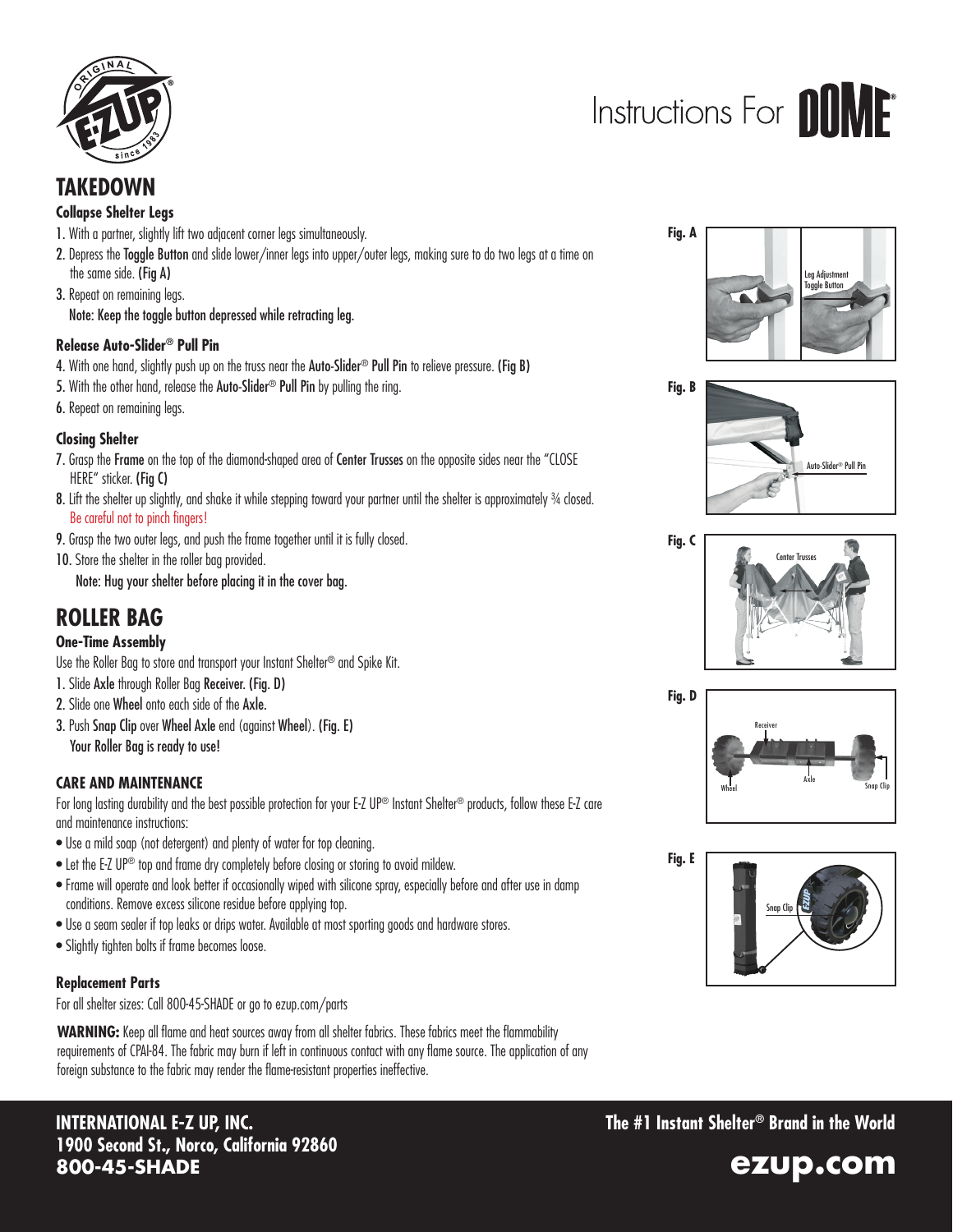Instructions For **DOME**®

## TAKEDOWN

### Collapse Shelter Legs

1. With a partner, slightly lift two adjacent corner legs simultaneously.
2. Depress the **Toggle Button** and slide lower/inner legs into upper/outer legs, making sure to do two legs at a time on the same side. **(Fig A)**
3. Repeat on remaining legs.
   **Note: Keep the toggle button depressed while retracting leg.**

### Release Auto-Slider® Pull Pin

4. With one hand, slightly push up on the truss near the **Auto-Slider® Pull Pin** to relieve pressure. **(Fig B)**
5. With the other hand, release the **Auto-Slider® Pull Pin** by pulling the ring.
6. Repeat on remaining legs.

### Closing Shelter

7. Grasp the **Frame** on the top of the diamond-shaped area of **Center Trusses** on the opposite sides near the "CLOSE HERE" sticker. **(Fig C)**
8. Lift the shelter up slightly, and shake it while stepping toward your partner until the shelter is approximately ¾ closed. Be careful not to pinch fingers!
9. Grasp the two outer legs, and push the frame together until it is fully closed.
10. Store the shelter in the roller bag provided.
    **Note: Hug your shelter before placing it in the cover bag.**

## ROLLER BAG

### One-Time Assembly

Use the Roller Bag to store and transport your Instant Shelter® and Spike Kit.

1. Slide **Axle** through Roller Bag **Receiver. (Fig. D)**
2. Slide one **Wheel** onto each side of the **Axle.**
3. Push **Snap Clip** over **Wheel Axle** end (against **Wheel**). **(Fig. E)**
   **Your Roller Bag is ready to use!**

### CARE AND MAINTENANCE

For long lasting durability and the best possible protection for your E-Z UP® Instant Shelter® products, follow these E-Z care and maintenance instructions:

- Use a mild soap (not detergent) and plenty of water for top cleaning.
- Let the E-Z UP® top and frame dry completely before closing or storing to avoid mildew.
- Frame will operate and look better if occasionally wiped with silicone spray, especially before and after use in damp conditions. Remove excess silicone residue before applying top.
- Use a seam sealer if top leaks or drips water. Available at most sporting goods and hardware stores.
- Slightly tighten bolts if frame becomes loose.

### Replacement Parts

For all shelter sizes: Call 800-45-SHADE or go to ezup.com/parts

**WARNING:** Keep all flame and heat sources away from all shelter fabrics. These fabrics meet the flammability requirements of CPAI-84. The fabric may burn if left in continuous contact with any flame source. The application of any foreign substance to the fabric may render the flame-resistant properties ineffective.

Fig. A

Leg Adjustment Toggle Button

Fig. B

Auto-Slider® Pull Pin

Fig. C

Center Trusses

Fig. D

Receiver

Wheel

Axle

Snap Clip

Fig. E

Snap Clip

**INTERNATIONAL E-Z UP, INC.**
**1900 Second St., Norco, California 92860**
**800-45-SHADE**

**The #1 Instant Shelter® Brand in the World**

**ezup.com**